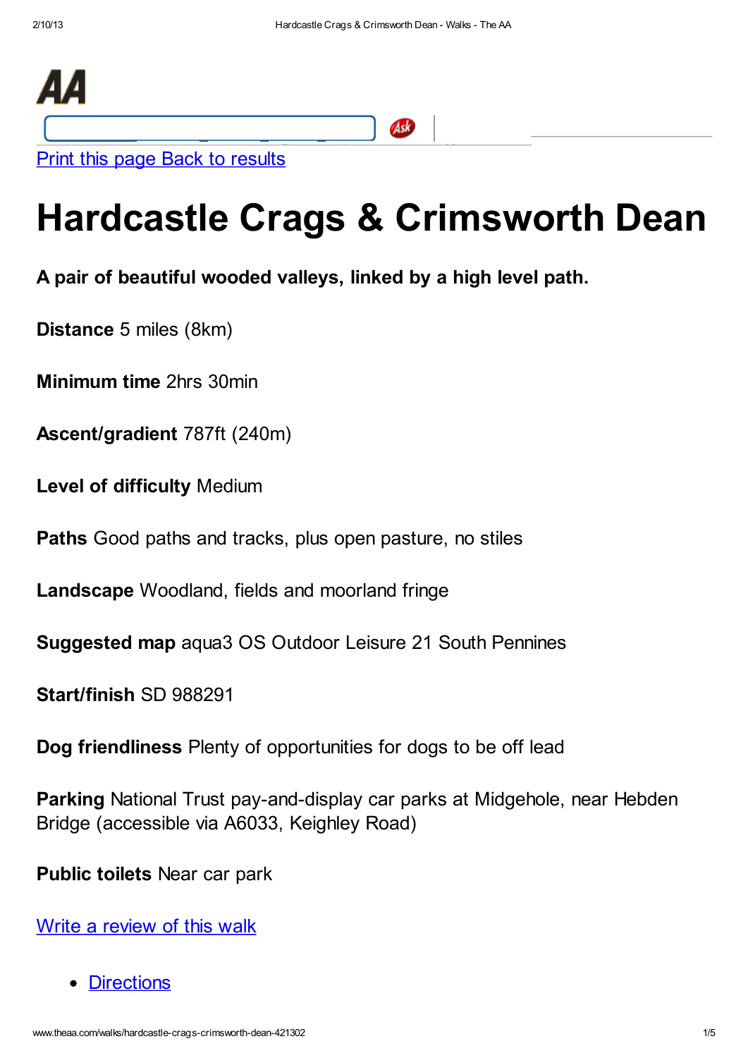AA

Print this page Back to results

# Hardcastle Crags & Crimsworth Dean

**A pair of beautiful wooded valleys, linked by a high level path.**

**Distance** 5 miles (8km)

**Minimum time** 2hrs 30min

**Ascent/gradient** 787ft (240m)

**Level of difficulty** Medium

**Paths** Good paths and tracks, plus open pasture, no stiles

**Landscape** Woodland, fields and moorland fringe

**Suggested map** aqua3 OS Outdoor Leisure 21 South Pennines

**Start/finish** SD 988291

**Dog friendliness** Plenty of opportunities for dogs to be off lead

**Parking** National Trust pay-and-display car parks at Midgehole, near Hebden Bridge (accessible via A6033, Keighley Road)

**Public toilets** Near car park

Write a review of this walk

- Directions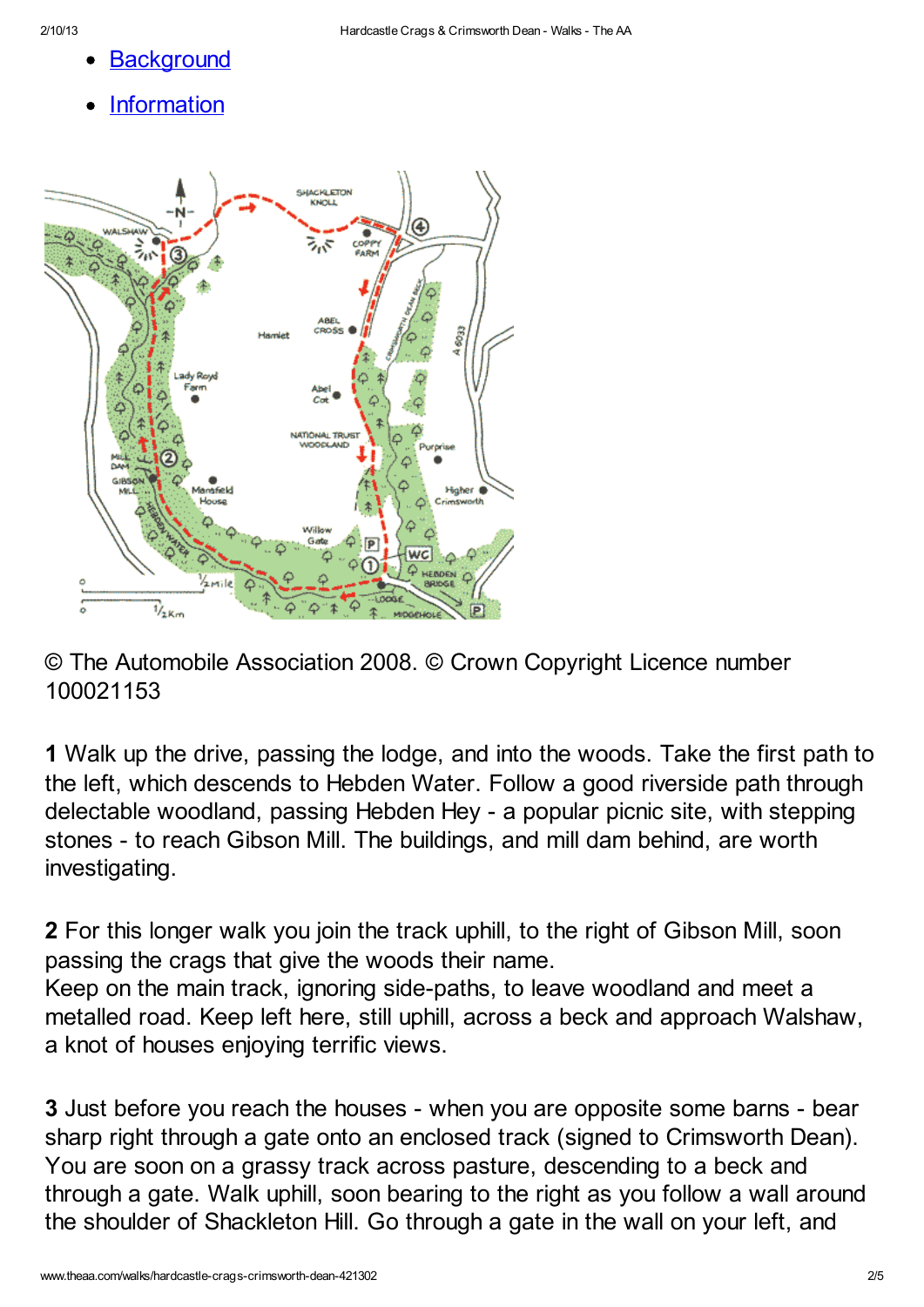- Background
- Information

© The Automobile Association 2008. © Crown Copyright Licence number 100021153

**1** Walk up the drive, passing the lodge, and into the woods. Take the first path to the left, which descends to Hebden Water. Follow a good riverside path through delectable woodland, passing Hebden Hey - a popular picnic site, with stepping stones - to reach Gibson Mill. The buildings, and mill dam behind, are worth investigating.

**2** For this longer walk you join the track uphill, to the right of Gibson Mill, soon passing the crags that give the woods their name.
Keep on the main track, ignoring side-paths, to leave woodland and meet a metalled road. Keep left here, still uphill, across a beck and approach Walshaw, a knot of houses enjoying terrific views.

**3** Just before you reach the houses - when you are opposite some barns - bear sharp right through a gate onto an enclosed track (signed to Crimsworth Dean). You are soon on a grassy track across pasture, descending to a beck and through a gate. Walk uphill, soon bearing to the right as you follow a wall around the shoulder of Shackleton Hill. Go through a gate in the wall on your left, and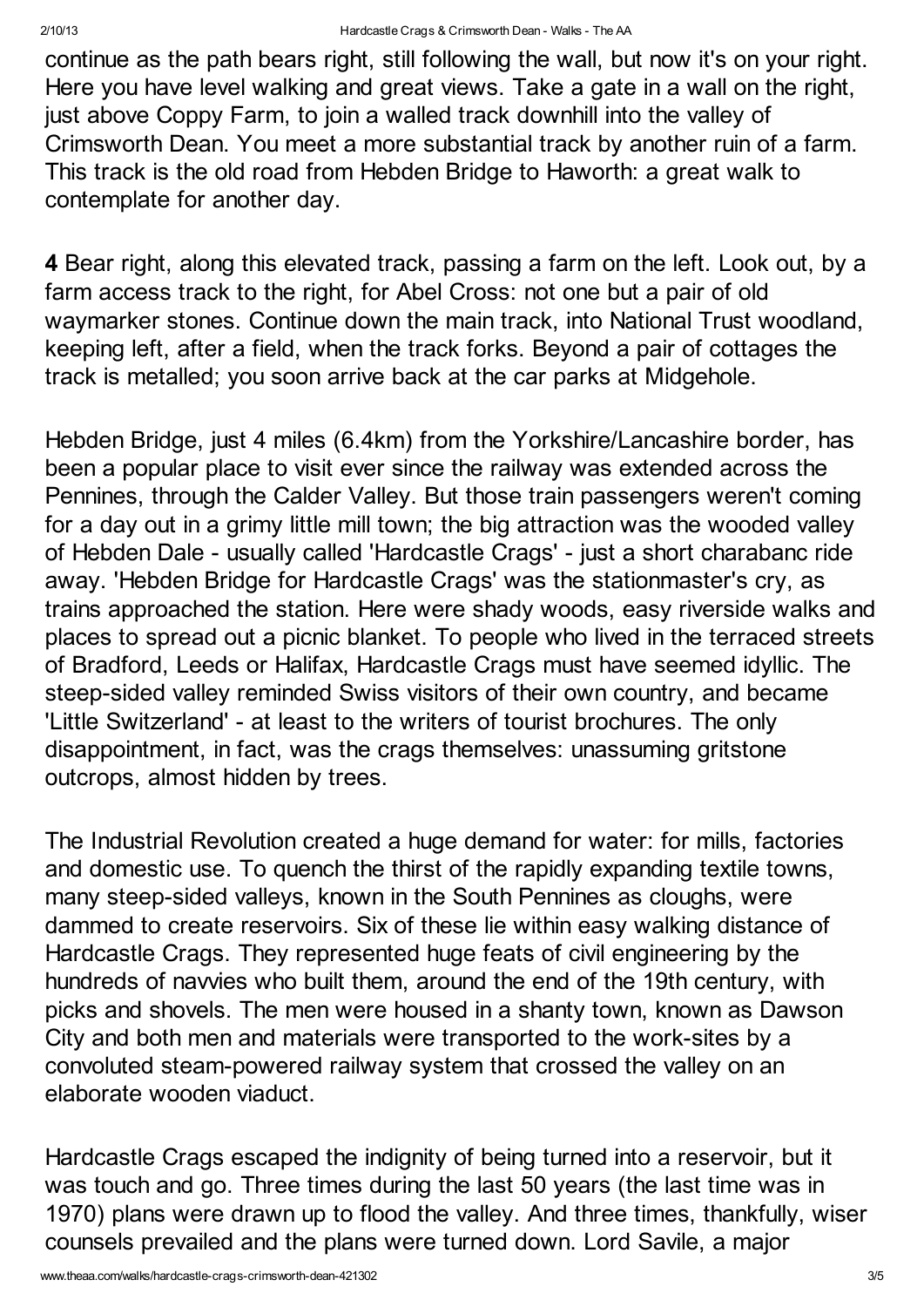continue as the path bears right, still following the wall, but now it's on your right. Here you have level walking and great views. Take a gate in a wall on the right, just above Coppy Farm, to join a walled track downhill into the valley of Crimsworth Dean. You meet a more substantial track by another ruin of a farm. This track is the old road from Hebden Bridge to Haworth: a great walk to contemplate for another day.

**4** Bear right, along this elevated track, passing a farm on the left. Look out, by a farm access track to the right, for Abel Cross: not one but a pair of old waymarker stones. Continue down the main track, into National Trust woodland, keeping left, after a field, when the track forks. Beyond a pair of cottages the track is metalled; you soon arrive back at the car parks at Midgehole.

Hebden Bridge, just 4 miles (6.4km) from the Yorkshire/Lancashire border, has been a popular place to visit ever since the railway was extended across the Pennines, through the Calder Valley. But those train passengers weren't coming for a day out in a grimy little mill town; the big attraction was the wooded valley of Hebden Dale - usually called 'Hardcastle Crags' - just a short charabanc ride away. 'Hebden Bridge for Hardcastle Crags' was the stationmaster's cry, as trains approached the station. Here were shady woods, easy riverside walks and places to spread out a picnic blanket. To people who lived in the terraced streets of Bradford, Leeds or Halifax, Hardcastle Crags must have seemed idyllic. The steep-sided valley reminded Swiss visitors of their own country, and became 'Little Switzerland' - at least to the writers of tourist brochures. The only disappointment, in fact, was the crags themselves: unassuming gritstone outcrops, almost hidden by trees.

The Industrial Revolution created a huge demand for water: for mills, factories and domestic use. To quench the thirst of the rapidly expanding textile towns, many steep-sided valleys, known in the South Pennines as cloughs, were dammed to create reservoirs. Six of these lie within easy walking distance of Hardcastle Crags. They represented huge feats of civil engineering by the hundreds of navvies who built them, around the end of the 19th century, with picks and shovels. The men were housed in a shanty town, known as Dawson City and both men and materials were transported to the work-sites by a convoluted steam-powered railway system that crossed the valley on an elaborate wooden viaduct.

Hardcastle Crags escaped the indignity of being turned into a reservoir, but it was touch and go. Three times during the last 50 years (the last time was in 1970) plans were drawn up to flood the valley. And three times, thankfully, wiser counsels prevailed and the plans were turned down. Lord Savile, a major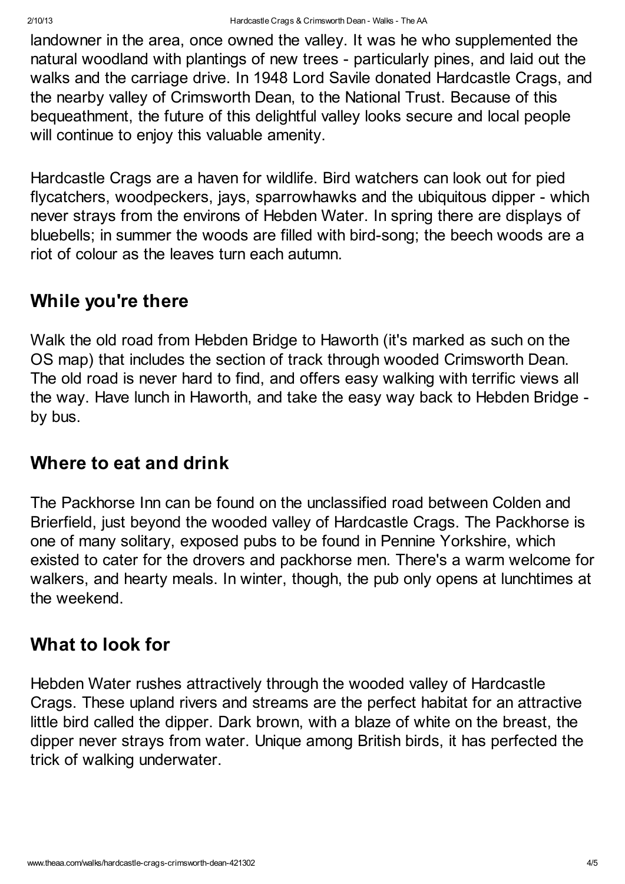landowner in the area, once owned the valley. It was he who supplemented the natural woodland with plantings of new trees - particularly pines, and laid out the walks and the carriage drive. In 1948 Lord Savile donated Hardcastle Crags, and the nearby valley of Crimsworth Dean, to the National Trust. Because of this bequeathment, the future of this delightful valley looks secure and local people will continue to enjoy this valuable amenity.

Hardcastle Crags are a haven for wildlife. Bird watchers can look out for pied flycatchers, woodpeckers, jays, sparrowhawks and the ubiquitous dipper - which never strays from the environs of Hebden Water. In spring there are displays of bluebells; in summer the woods are filled with bird-song; the beech woods are a riot of colour as the leaves turn each autumn.

## While you're there

Walk the old road from Hebden Bridge to Haworth (it's marked as such on the OS map) that includes the section of track through wooded Crimsworth Dean. The old road is never hard to find, and offers easy walking with terrific views all the way. Have lunch in Haworth, and take the easy way back to Hebden Bridge - by bus.

## Where to eat and drink

The Packhorse Inn can be found on the unclassified road between Colden and Brierfield, just beyond the wooded valley of Hardcastle Crags. The Packhorse is one of many solitary, exposed pubs to be found in Pennine Yorkshire, which existed to cater for the drovers and packhorse men. There's a warm welcome for walkers, and hearty meals. In winter, though, the pub only opens at lunchtimes at the weekend.

## What to look for

Hebden Water rushes attractively through the wooded valley of Hardcastle Crags. These upland rivers and streams are the perfect habitat for an attractive little bird called the dipper. Dark brown, with a blaze of white on the breast, the dipper never strays from water. Unique among British birds, it has perfected the trick of walking underwater.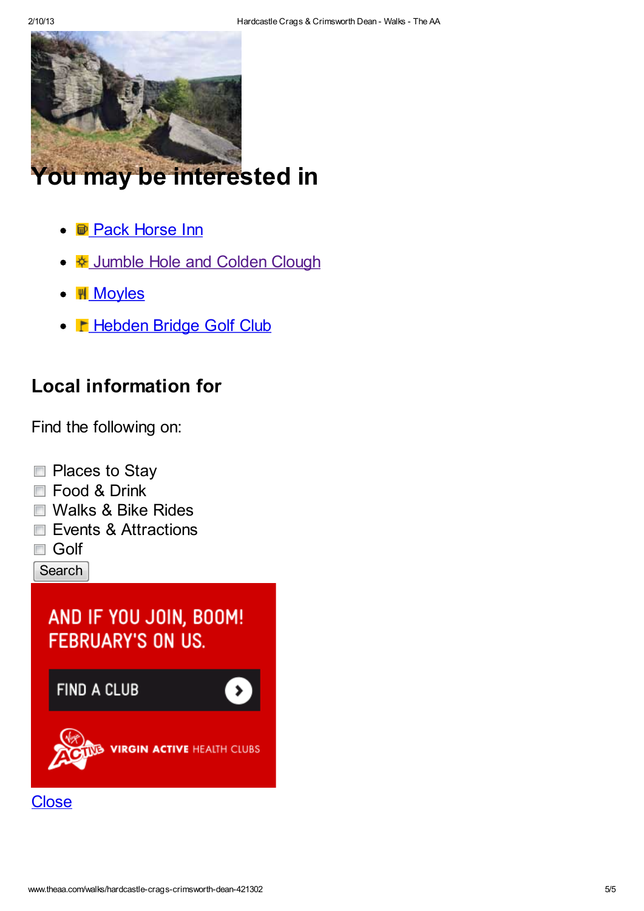## You may be interested in

- Pack Horse Inn
- Jumble Hole and Colden Clough
- Moyles
- Hebden Bridge Golf Club

### Local information for

Find the following on:

- [ ] Places to Stay
- [ ] Food & Drink
- [ ] Walks & Bike Rides
- [ ] Events & Attractions
- [ ] Golf

Search

AND IF YOU JOIN, BOOM! FEBRUARY'S ON US.

FIND A CLUB

VIRGIN ACTIVE HEALTH CLUBS

Close